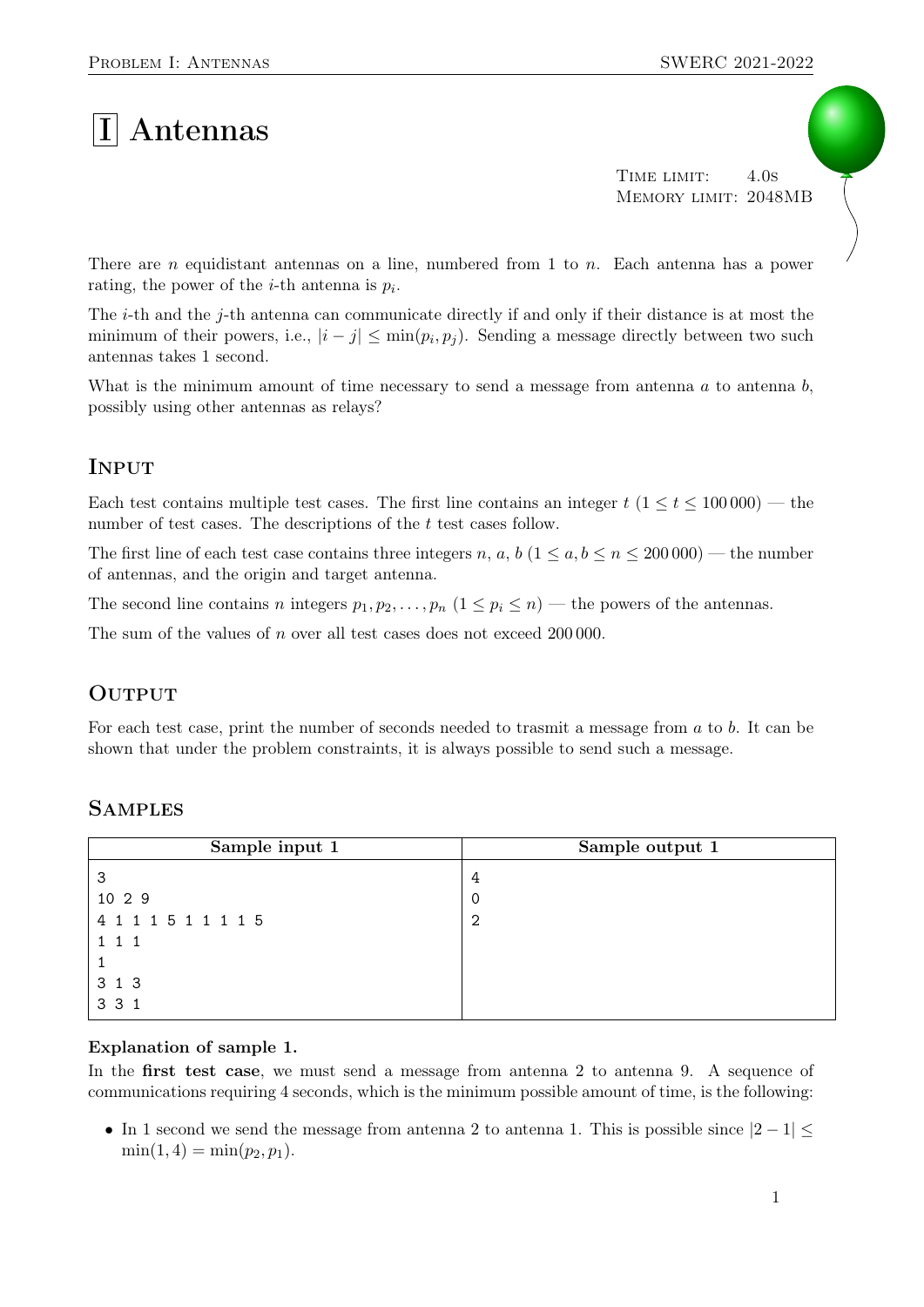# I Antennas

Time limit: 4.0s
Memory limit: 2048MB

There are $n$ equidistant antennas on a line, numbered from 1 to $n$. Each antenna has a power rating, the power of the $i$-th antenna is $p_i$.

The $i$-th and the $j$-th antenna can communicate directly if and only if their distance is at most the minimum of their powers, i.e., $|i - j| \leq \min(p_i, p_j)$. Sending a message directly between two such antennas takes 1 second.

What is the minimum amount of time necessary to send a message from antenna $a$ to antenna $b$, possibly using other antennas as relays?

## Input

Each test contains multiple test cases. The first line contains an integer $t$ ($1 \leq t \leq 100\,000$) — the number of test cases. The descriptions of the $t$ test cases follow.

The first line of each test case contains three integers $n$, $a$, $b$ ($1 \leq a, b \leq n \leq 200\,000$) — the number of antennas, and the origin and target antenna.

The second line contains $n$ integers $p_1, p_2, \ldots, p_n$ ($1 \leq p_i \leq n$) — the powers of the antennas.

The sum of the values of $n$ over all test cases does not exceed $200\,000$.

## Output

For each test case, print the number of seconds needed to trasmit a message from $a$ to $b$. It can be shown that under the problem constraints, it is always possible to send such a message.

## Samples

| Sample input 1 | Sample output 1 |
| --- | --- |
| 3<br>10 2 9<br>4 1 1 1 5 1 1 1 1 5<br>1 1 1<br>1<br>3 1 3<br>3 3 1 | 4<br>0<br>2 |

**Explanation of sample 1.**

In the **first test case**, we must send a message from antenna 2 to antenna 9. A sequence of communications requiring 4 seconds, which is the minimum possible amount of time, is the following:

- In 1 second we send the message from antenna 2 to antenna 1. This is possible since $|2 - 1| \leq \min(1, 4) = \min(p_2, p_1)$.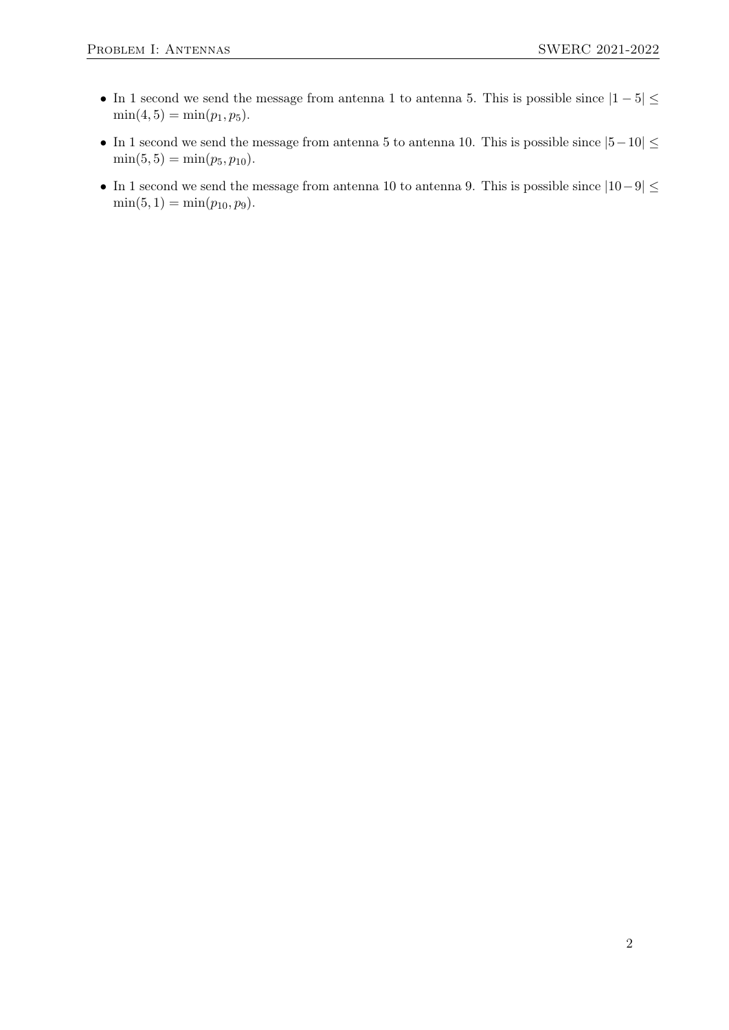- In 1 second we send the message from antenna 1 to antenna 5. This is possible since $|1 - 5| \leq \min(4, 5) = \min(p_1, p_5)$.
- In 1 second we send the message from antenna 5 to antenna 10. This is possible since $|5 - 10| \leq \min(5, 5) = \min(p_5, p_{10})$.
- In 1 second we send the message from antenna 10 to antenna 9. This is possible since $|10 - 9| \leq \min(5, 1) = \min(p_{10}, p_9)$.